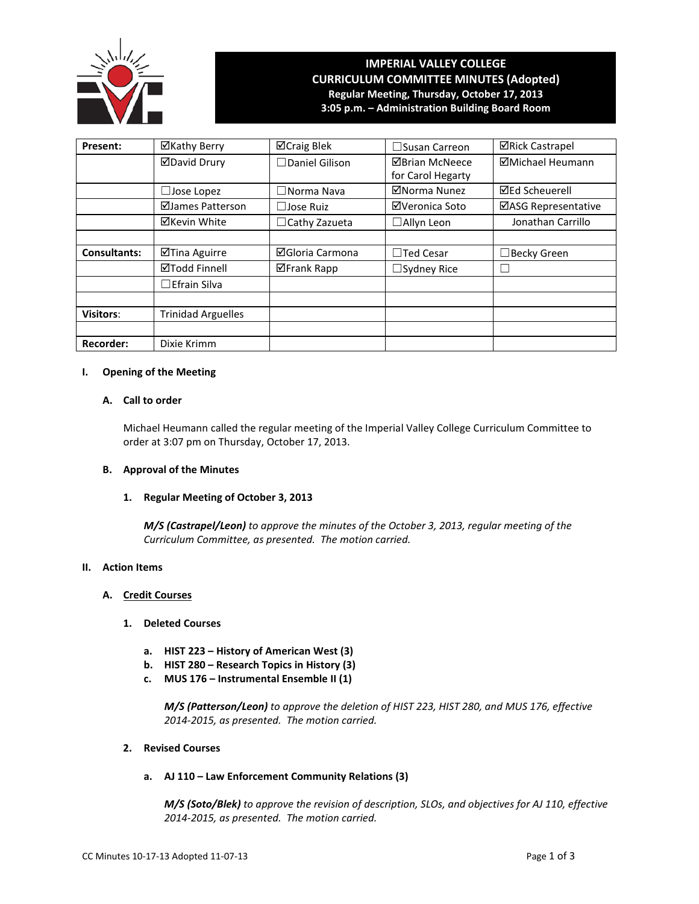# IMPERIAL VALLEY COLLEGE
## CURRICULUM COMMITTEE MINUTES (Adopted)
**Regular Meeting, Thursday, October 17, 2013**
**3:05 p.m. – Administration Building Board Room**

| | | | | |
|---|---|---|---|---|
| **Present:** | ☑Kathy Berry | ☑Craig Blek | ☐Susan Carreon | ☑Rick Castrapel |
| | ☑David Drury | ☐Daniel Gilison | ☑Brian McNeece for Carol Hegarty | ☑Michael Heumann |
| | ☐Jose Lopez | ☐Norma Nava | ☑Norma Nunez | ☑Ed Scheuerell |
| | ☑James Patterson | ☐Jose Ruiz | ☑Veronica Soto | ☑ASG Representative |
| | ☑Kevin White | ☐Cathy Zazueta | ☐Allyn Leon | Jonathan Carrillo |
| | | | | |
| **Consultants:** | ☑Tina Aguirre | ☑Gloria Carmona | ☐Ted Cesar | ☐Becky Green |
| | ☑Todd Finnell | ☑Frank Rapp | ☐Sydney Rice | ☐ |
| | ☐Efrain Silva | | | |
| | | | | |
| **Visitors**: | Trinidad Arguelles | | | |
| | | | | |
| **Recorder:** | Dixie Krimm | | | |

**I. Opening of the Meeting**

**A. Call to order**

Michael Heumann called the regular meeting of the Imperial Valley College Curriculum Committee to order at 3:07 pm on Thursday, October 17, 2013.

**B. Approval of the Minutes**

**1. Regular Meeting of October 3, 2013**

***M/S (Castrapel/Leon)*** *to approve the minutes of the October 3, 2013, regular meeting of the Curriculum Committee, as presented. The motion carried.*

**II. Action Items**

**A. Credit Courses**

**1. Deleted Courses**

**a. HIST 223 – History of American West (3)**
**b. HIST 280 – Research Topics in History (3)**
**c. MUS 176 – Instrumental Ensemble II (1)**

***M/S (Patterson/Leon)*** *to approve the deletion of HIST 223, HIST 280, and MUS 176, effective 2014-2015, as presented. The motion carried.*

**2. Revised Courses**

**a. AJ 110 – Law Enforcement Community Relations (3)**

***M/S (Soto/Blek)*** *to approve the revision of description, SLOs, and objectives for AJ 110, effective 2014-2015, as presented. The motion carried.*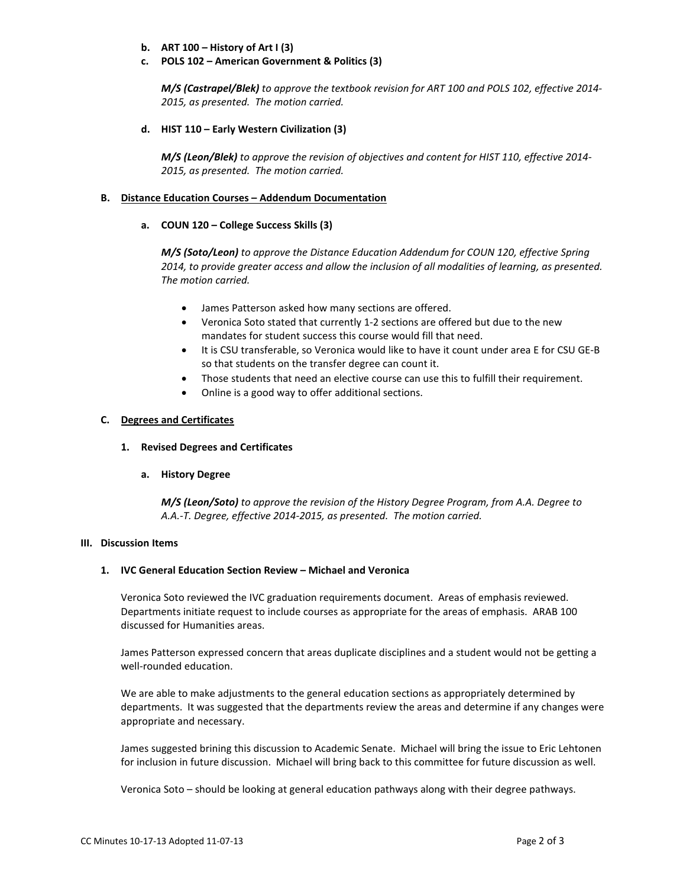**b. ART 100 – History of Art I (3)**

**c. POLS 102 – American Government & Politics (3)**

***M/S (Castrapel/Blek)*** *to approve the textbook revision for ART 100 and POLS 102, effective 2014-2015, as presented. The motion carried.*

**d. HIST 110 – Early Western Civilization (3)**

***M/S (Leon/Blek)*** *to approve the revision of objectives and content for HIST 110, effective 2014-2015, as presented. The motion carried.*

**B. Distance Education Courses – Addendum Documentation**

**a. COUN 120 – College Success Skills (3)**

***M/S (Soto/Leon)*** *to approve the Distance Education Addendum for COUN 120, effective Spring 2014, to provide greater access and allow the inclusion of all modalities of learning, as presented. The motion carried.*

- James Patterson asked how many sections are offered.
- Veronica Soto stated that currently 1-2 sections are offered but due to the new mandates for student success this course would fill that need.
- It is CSU transferable, so Veronica would like to have it count under area E for CSU GE-B so that students on the transfer degree can count it.
- Those students that need an elective course can use this to fulfill their requirement.
- Online is a good way to offer additional sections.

**C. Degrees and Certificates**

**1. Revised Degrees and Certificates**

**a. History Degree**

***M/S (Leon/Soto)*** *to approve the revision of the History Degree Program, from A.A. Degree to A.A.-T. Degree, effective 2014-2015, as presented. The motion carried.*

## III. Discussion Items

**1. IVC General Education Section Review – Michael and Veronica**

Veronica Soto reviewed the IVC graduation requirements document. Areas of emphasis reviewed. Departments initiate request to include courses as appropriate for the areas of emphasis. ARAB 100 discussed for Humanities areas.

James Patterson expressed concern that areas duplicate disciplines and a student would not be getting a well-rounded education.

We are able to make adjustments to the general education sections as appropriately determined by departments. It was suggested that the departments review the areas and determine if any changes were appropriate and necessary.

James suggested brining this discussion to Academic Senate. Michael will bring the issue to Eric Lehtonen for inclusion in future discussion. Michael will bring back to this committee for future discussion as well.

Veronica Soto – should be looking at general education pathways along with their degree pathways.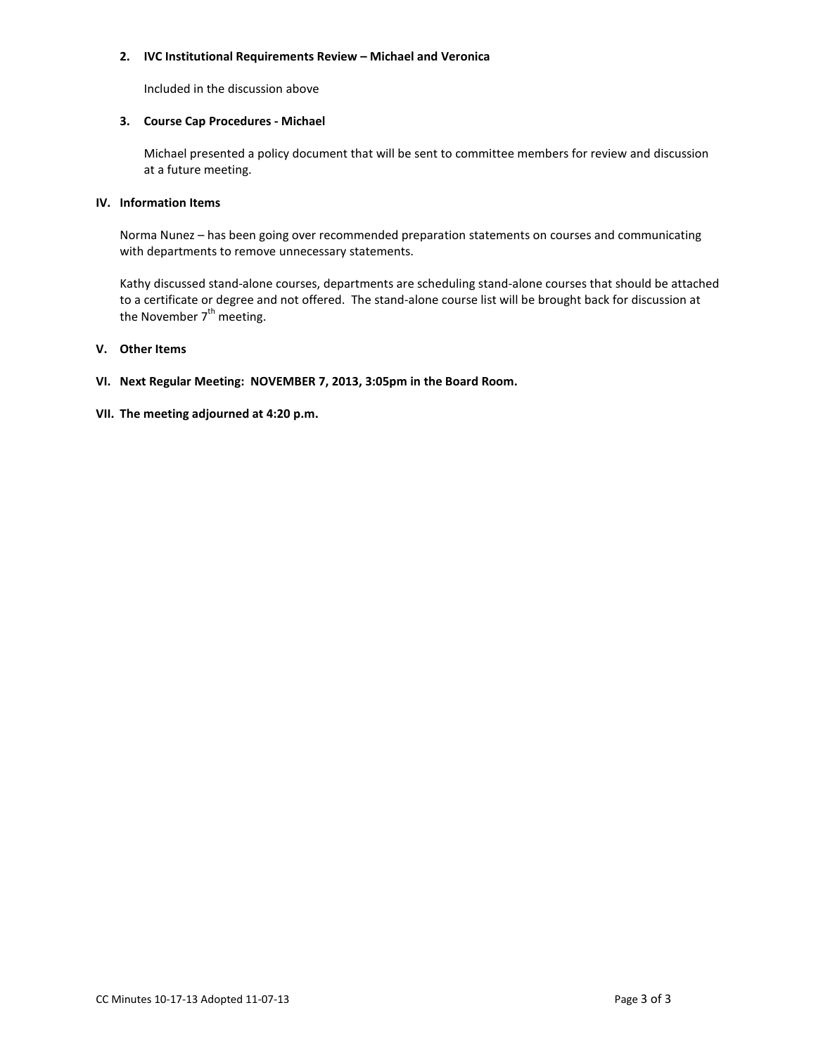**2. IVC Institutional Requirements Review – Michael and Veronica**

Included in the discussion above

**3. Course Cap Procedures - Michael**

Michael presented a policy document that will be sent to committee members for review and discussion at a future meeting.

**IV. Information Items**

Norma Nunez – has been going over recommended preparation statements on courses and communicating with departments to remove unnecessary statements.

Kathy discussed stand-alone courses, departments are scheduling stand-alone courses that should be attached to a certificate or degree and not offered. The stand-alone course list will be brought back for discussion at the November 7th meeting.

**V. Other Items**

**VI. Next Regular Meeting: NOVEMBER 7, 2013, 3:05pm in the Board Room.**

**VII. The meeting adjourned at 4:20 p.m.**